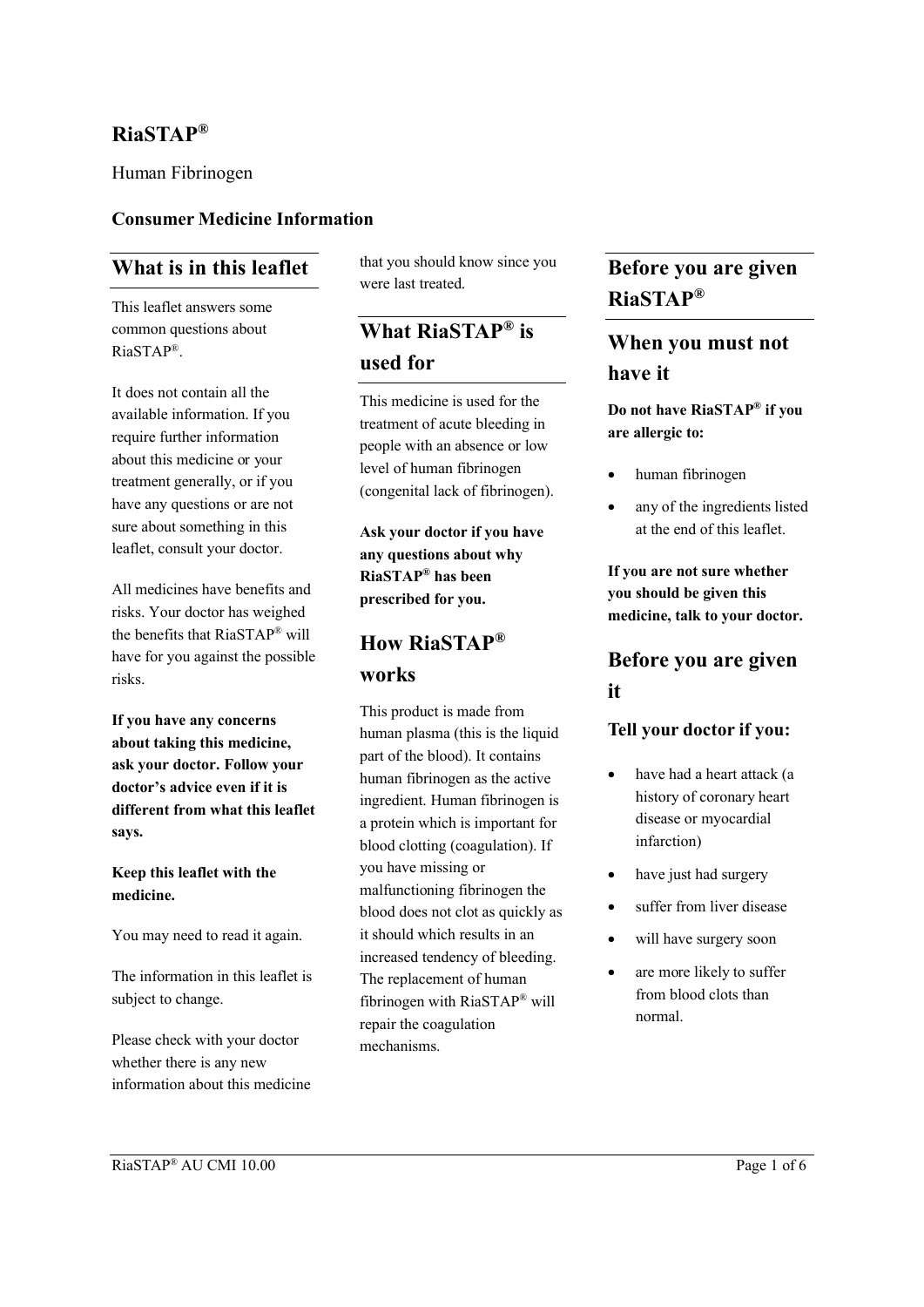# RiaSTAP®

Human Fibrinogen

**Consumer Medicine Information**

## What is in this leaflet

This leaflet answers some common questions about RiaSTAP®.

It does not contain all the available information. If you require further information about this medicine or your treatment generally, or if you have any questions or are not sure about something in this leaflet, consult your doctor.

All medicines have benefits and risks. Your doctor has weighed the benefits that RiaSTAP® will have for you against the possible risks.

**If you have any concerns about taking this medicine, ask your doctor. Follow your doctor's advice even if it is different from what this leaflet says.**

**Keep this leaflet with the medicine.**

You may need to read it again.

The information in this leaflet is subject to change.

Please check with your doctor whether there is any new information about this medicine that you should know since you were last treated.

## What RiaSTAP® is used for

This medicine is used for the treatment of acute bleeding in people with an absence or low level of human fibrinogen (congenital lack of fibrinogen).

**Ask your doctor if you have any questions about why RiaSTAP® has been prescribed for you.**

## How RiaSTAP® works

This product is made from human plasma (this is the liquid part of the blood). It contains human fibrinogen as the active ingredient. Human fibrinogen is a protein which is important for blood clotting (coagulation). If you have missing or malfunctioning fibrinogen the blood does not clot as quickly as it should which results in an increased tendency of bleeding. The replacement of human fibrinogen with RiaSTAP® will repair the coagulation mechanisms.

## Before you are given RiaSTAP®

### When you must not have it

**Do not have RiaSTAP® if you are allergic to:**

- human fibrinogen
- any of the ingredients listed at the end of this leaflet.

**If you are not sure whether you should be given this medicine, talk to your doctor.**

### Before you are given it

**Tell your doctor if you:**

- have had a heart attack (a history of coronary heart disease or myocardial infarction)
- have just had surgery
- suffer from liver disease
- will have surgery soon
- are more likely to suffer from blood clots than normal.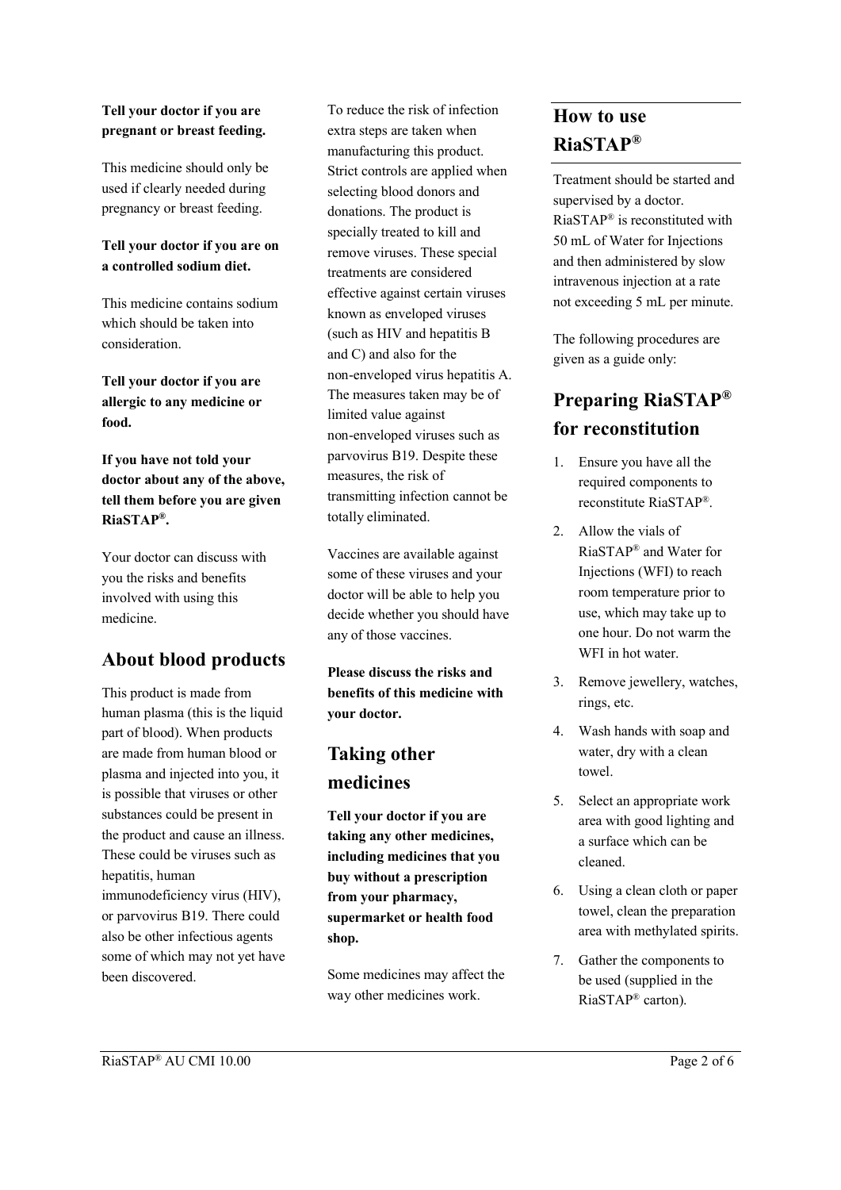**Tell your doctor if you are pregnant or breast feeding.**

This medicine should only be used if clearly needed during pregnancy or breast feeding.

**Tell your doctor if you are on a controlled sodium diet.**

This medicine contains sodium which should be taken into consideration.

**Tell your doctor if you are allergic to any medicine or food.**

**If you have not told your doctor about any of the above, tell them before you are given RiaSTAP®.**

Your doctor can discuss with you the risks and benefits involved with using this medicine.

## About blood products

This product is made from human plasma (this is the liquid part of blood). When products are made from human blood or plasma and injected into you, it is possible that viruses or other substances could be present in the product and cause an illness. These could be viruses such as hepatitis, human immunodeficiency virus (HIV), or parvovirus B19. There could also be other infectious agents some of which may not yet have been discovered.

To reduce the risk of infection extra steps are taken when manufacturing this product. Strict controls are applied when selecting blood donors and donations. The product is specially treated to kill and remove viruses. These special treatments are considered effective against certain viruses known as enveloped viruses (such as HIV and hepatitis B and C) and also for the non-enveloped virus hepatitis A. The measures taken may be of limited value against non-enveloped viruses such as parvovirus B19. Despite these measures, the risk of transmitting infection cannot be totally eliminated.

Vaccines are available against some of these viruses and your doctor will be able to help you decide whether you should have any of those vaccines.

**Please discuss the risks and benefits of this medicine with your doctor.**

## Taking other medicines

**Tell your doctor if you are taking any other medicines, including medicines that you buy without a prescription from your pharmacy, supermarket or health food shop.**

Some medicines may affect the way other medicines work.

## How to use RiaSTAP®

Treatment should be started and supervised by a doctor. RiaSTAP® is reconstituted with 50 mL of Water for Injections and then administered by slow intravenous injection at a rate not exceeding 5 mL per minute.

The following procedures are given as a guide only:

## Preparing RiaSTAP® for reconstitution

1. Ensure you have all the required components to reconstitute RiaSTAP®.
2. Allow the vials of RiaSTAP® and Water for Injections (WFI) to reach room temperature prior to use, which may take up to one hour. Do not warm the WFI in hot water.
3. Remove jewellery, watches, rings, etc.
4. Wash hands with soap and water, dry with a clean towel.
5. Select an appropriate work area with good lighting and a surface which can be cleaned.
6. Using a clean cloth or paper towel, clean the preparation area with methylated spirits.
7. Gather the components to be used (supplied in the RiaSTAP® carton).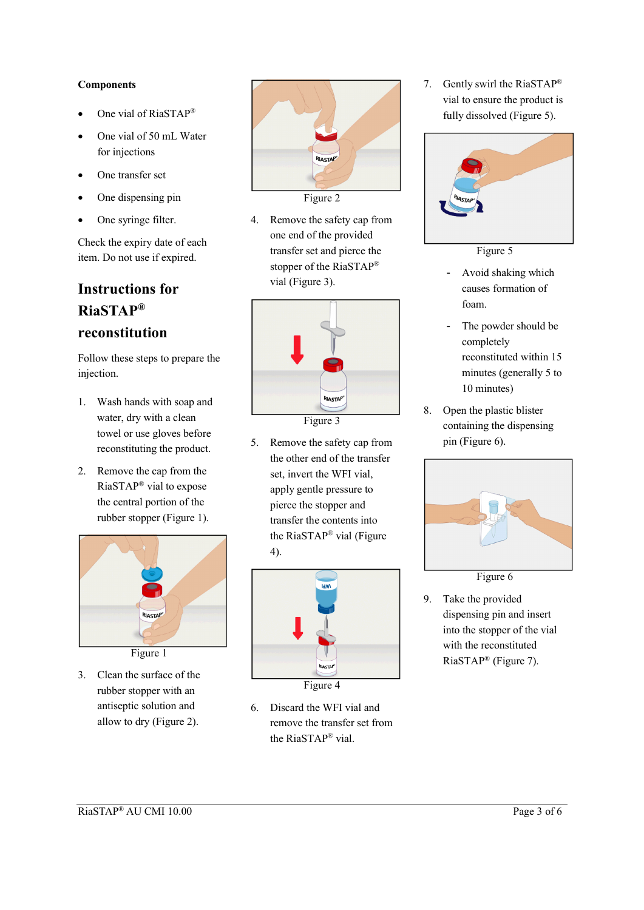**Components**

- One vial of RiaSTAP®
- One vial of 50 mL Water for injections
- One transfer set
- One dispensing pin
- One syringe filter.

Check the expiry date of each item. Do not use if expired.

## Instructions for RiaSTAP® reconstitution

Follow these steps to prepare the injection.

1. Wash hands with soap and water, dry with a clean towel or use gloves before reconstituting the product.
2. Remove the cap from the RiaSTAP® vial to expose the central portion of the rubber stopper (Figure 1).

Figure 1

3. Clean the surface of the rubber stopper with an antiseptic solution and allow to dry (Figure 2).

Figure 2

4. Remove the safety cap from one end of the provided transfer set and pierce the stopper of the RiaSTAP® vial (Figure 3).

Figure 3

5. Remove the safety cap from the other end of the transfer set, invert the WFI vial, apply gentle pressure to pierce the stopper and transfer the contents into the RiaSTAP® vial (Figure 4).

Figure 4

6. Discard the WFI vial and remove the transfer set from the RiaSTAP® vial.
7. Gently swirl the RiaSTAP® vial to ensure the product is fully dissolved (Figure 5).

Figure 5

   - Avoid shaking which causes formation of foam.
   - The powder should be completely reconstituted within 15 minutes (generally 5 to 10 minutes)

8. Open the plastic blister containing the dispensing pin (Figure 6).

Figure 6

9. Take the provided dispensing pin and insert into the stopper of the vial with the reconstituted RiaSTAP® (Figure 7).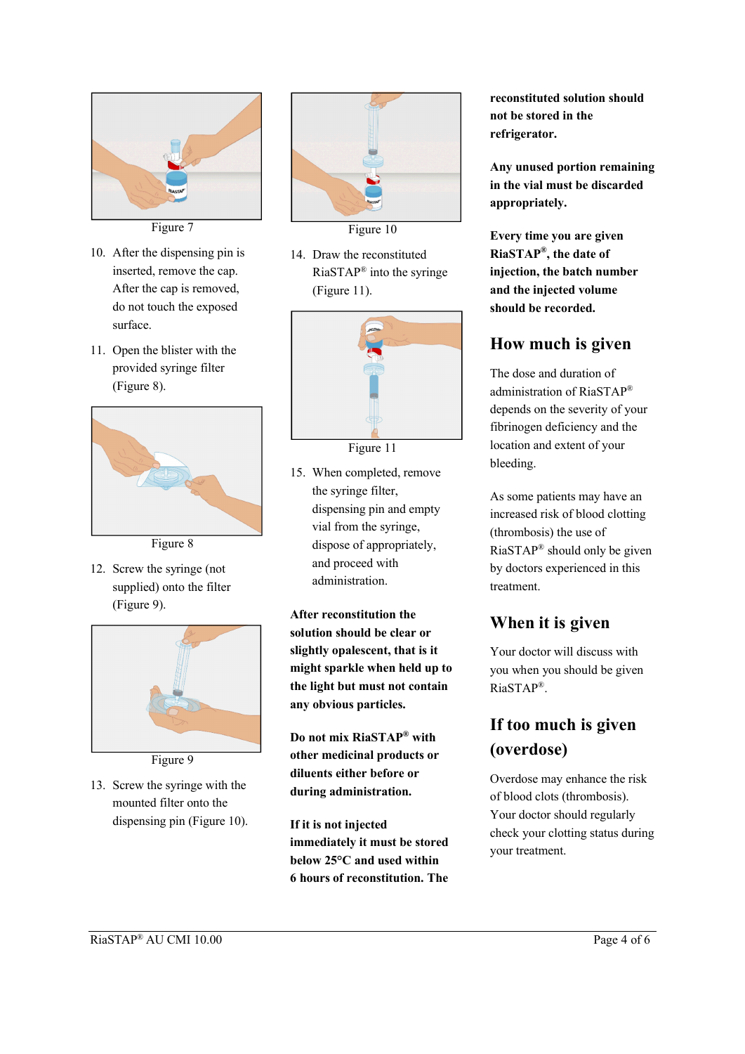Figure 7

10. After the dispensing pin is inserted, remove the cap. After the cap is removed, do not touch the exposed surface.
11. Open the blister with the provided syringe filter (Figure 8).

Figure 8

12. Screw the syringe (not supplied) onto the filter (Figure 9).

Figure 9

13. Screw the syringe with the mounted filter onto the dispensing pin (Figure 10).

Figure 10

14. Draw the reconstituted RiaSTAP® into the syringe (Figure 11).

Figure 11

15. When completed, remove the syringe filter, dispensing pin and empty vial from the syringe, dispose of appropriately, and proceed with administration.

**After reconstitution the solution should be clear or slightly opalescent, that is it might sparkle when held up to the light but must not contain any obvious particles.**

**Do not mix RiaSTAP® with other medicinal products or diluents either before or during administration.**

**If it is not injected immediately it must be stored below 25°C and used within 6 hours of reconstitution. The reconstituted solution should not be stored in the refrigerator.**

**Any unused portion remaining in the vial must be discarded appropriately.**

**Every time you are given RiaSTAP®, the date of injection, the batch number and the injected volume should be recorded.**

## How much is given

The dose and duration of administration of RiaSTAP® depends on the severity of your fibrinogen deficiency and the location and extent of your bleeding.

As some patients may have an increased risk of blood clotting (thrombosis) the use of RiaSTAP® should only be given by doctors experienced in this treatment.

## When it is given

Your doctor will discuss with you when you should be given RiaSTAP®.

## If too much is given (overdose)

Overdose may enhance the risk of blood clots (thrombosis). Your doctor should regularly check your clotting status during your treatment.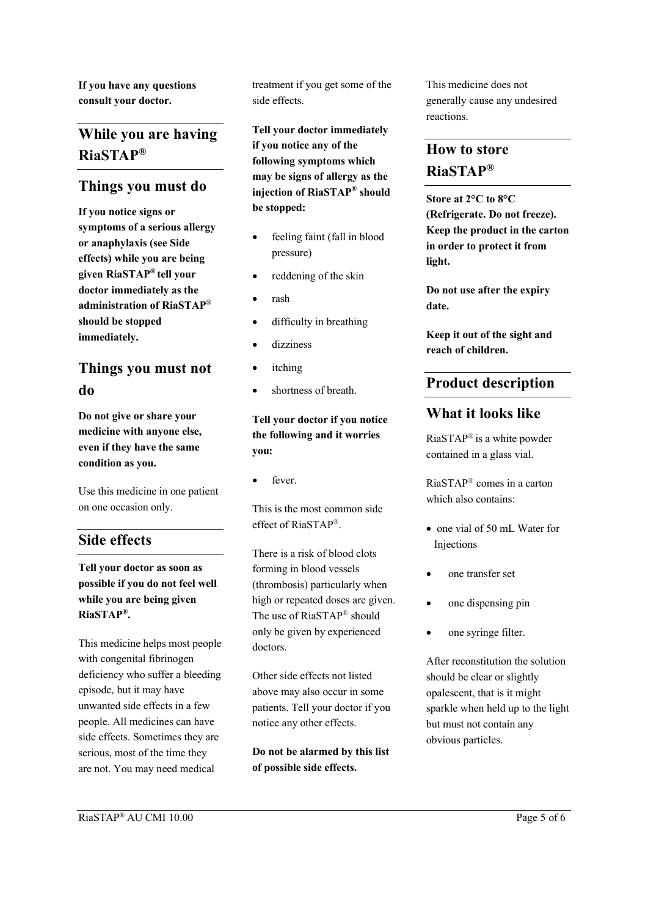**If you have any questions consult your doctor.**

## While you are having RiaSTAP®

### Things you must do

**If you notice signs or symptoms of a serious allergy or anaphylaxis (see Side effects) while you are being given RiaSTAP® tell your doctor immediately as the administration of RiaSTAP® should be stopped immediately.**

### Things you must not do

**Do not give or share your medicine with anyone else, even if they have the same condition as you.**

Use this medicine in one patient on one occasion only.

## Side effects

**Tell your doctor as soon as possible if you do not feel well while you are being given RiaSTAP®.**

This medicine helps most people with congenital fibrinogen deficiency who suffer a bleeding episode, but it may have unwanted side effects in a few people. All medicines can have side effects. Sometimes they are serious, most of the time they are not. You may need medical treatment if you get some of the side effects.

**Tell your doctor immediately if you notice any of the following symptoms which may be signs of allergy as the injection of RiaSTAP® should be stopped:**

- feeling faint (fall in blood pressure)
- reddening of the skin
- rash
- difficulty in breathing
- dizziness
- itching
- shortness of breath.

**Tell your doctor if you notice the following and it worries you:**

- fever.

This is the most common side effect of RiaSTAP®.

There is a risk of blood clots forming in blood vessels (thrombosis) particularly when high or repeated doses are given. The use of RiaSTAP® should only be given by experienced doctors.

Other side effects not listed above may also occur in some patients. Tell your doctor if you notice any other effects.

**Do not be alarmed by this list of possible side effects.**

This medicine does not generally cause any undesired reactions.

## How to store RiaSTAP®

**Store at 2°C to 8°C (Refrigerate. Do not freeze). Keep the product in the carton in order to protect it from light.**

**Do not use after the expiry date.**

**Keep it out of the sight and reach of children.**

## Product description

### What it looks like

RiaSTAP® is a white powder contained in a glass vial.

RiaSTAP® comes in a carton which also contains:

- one vial of 50 mL Water for Injections
- one transfer set
- one dispensing pin
- one syringe filter.

After reconstitution the solution should be clear or slightly opalescent, that is it might sparkle when held up to the light but must not contain any obvious particles.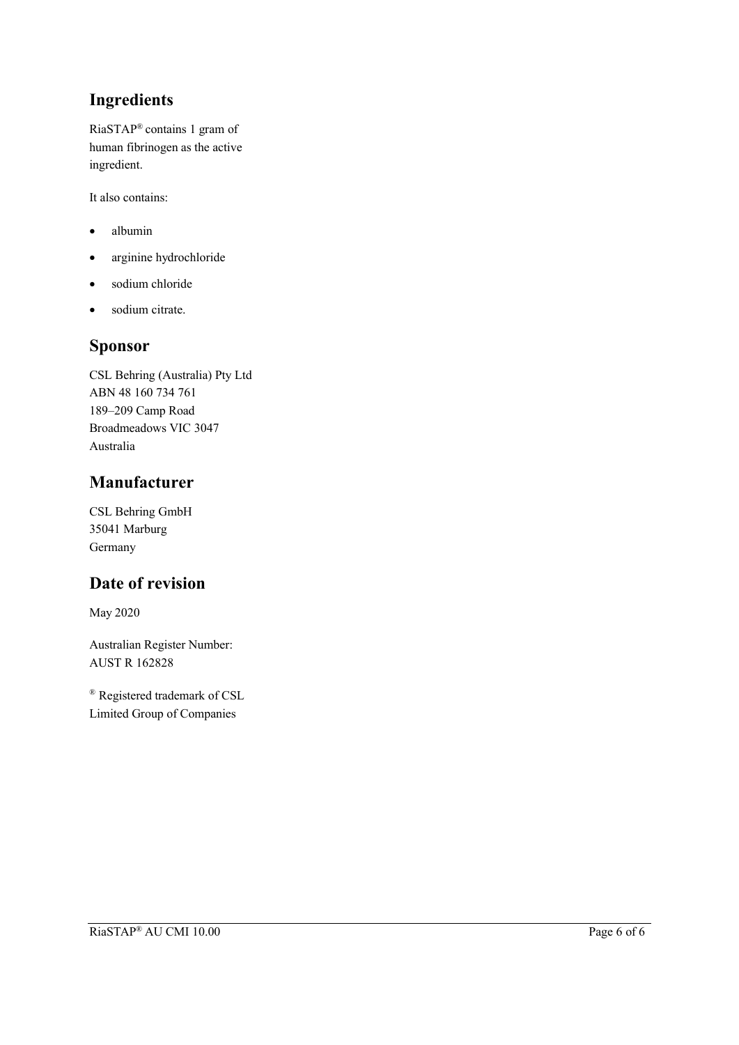## Ingredients

RiaSTAP® contains 1 gram of human fibrinogen as the active ingredient.

It also contains:

- albumin
- arginine hydrochloride
- sodium chloride
- sodium citrate.

## Sponsor

CSL Behring (Australia) Pty Ltd
ABN 48 160 734 761
189–209 Camp Road
Broadmeadows VIC 3047
Australia

## Manufacturer

CSL Behring GmbH
35041 Marburg
Germany

## Date of revision

May 2020

Australian Register Number:
AUST R 162828

® Registered trademark of CSL Limited Group of Companies